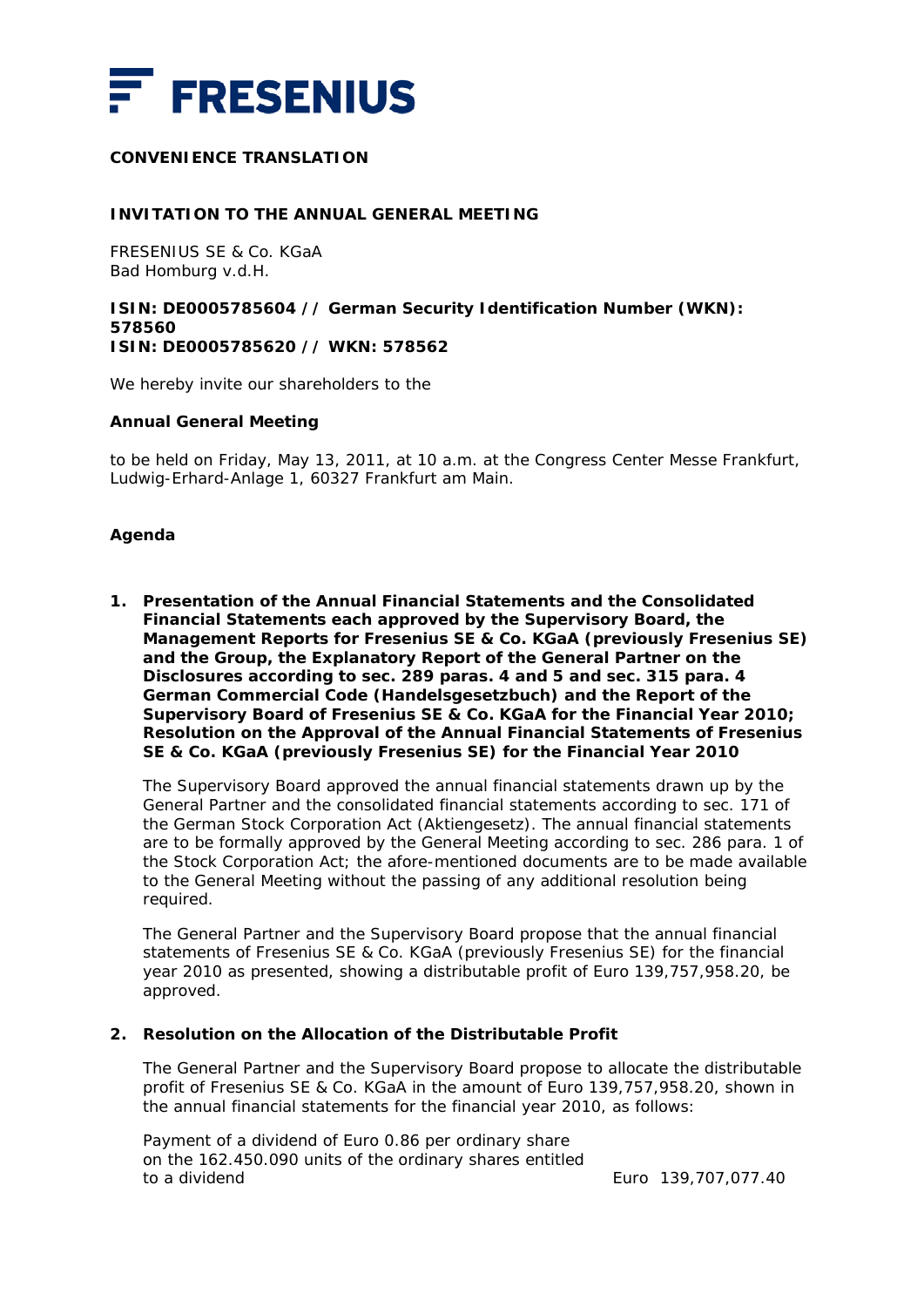**FRESENIUS**

**CONVENIENCE TRANSLATION**

**INVITATION TO THE ANNUAL GENERAL MEETING**

FRESENIUS SE & Co. KGaA
Bad Homburg v.d.H.

**ISIN: DE0005785604 // German Security Identification Number (WKN): 578560**
**ISIN: DE0005785620 // WKN: 578562**

We hereby invite our shareholders to the

**Annual General Meeting**

to be held on Friday, May 13, 2011, at 10 a.m. at the Congress Center Messe Frankfurt, Ludwig-Erhard-Anlage 1, 60327 Frankfurt am Main.

**Agenda**

1. **Presentation of the Annual Financial Statements and the Consolidated Financial Statements each approved by the Supervisory Board, the Management Reports for Fresenius SE & Co. KGaA (previously Fresenius SE) and the Group, the Explanatory Report of the General Partner on the Disclosures according to sec. 289 paras. 4 and 5 and sec. 315 para. 4 German Commercial Code (Handelsgesetzbuch) and the Report of the Supervisory Board of Fresenius SE & Co. KGaA for the Financial Year 2010; Resolution on the Approval of the Annual Financial Statements of Fresenius SE & Co. KGaA (previously Fresenius SE) for the Financial Year 2010**

   The Supervisory Board approved the annual financial statements drawn up by the General Partner and the consolidated financial statements according to sec. 171 of the German Stock Corporation Act (Aktiengesetz). The annual financial statements are to be formally approved by the General Meeting according to sec. 286 para. 1 of the Stock Corporation Act; the afore-mentioned documents are to be made available to the General Meeting without the passing of any additional resolution being required.

   The General Partner and the Supervisory Board propose that the annual financial statements of Fresenius SE & Co. KGaA (previously Fresenius SE) for the financial year 2010 as presented, showing a distributable profit of Euro 139,757,958.20, be approved.

2. **Resolution on the Allocation of the Distributable Profit**

   The General Partner and the Supervisory Board propose to allocate the distributable profit of Fresenius SE & Co. KGaA in the amount of Euro 139,757,958.20, shown in the annual financial statements for the financial year 2010, as follows:

| | |
|---|---|
| Payment of a dividend of Euro 0.86 per ordinary share on the 162.450.090 units of the ordinary shares entitled to a dividend | Euro 139,707,077.40 |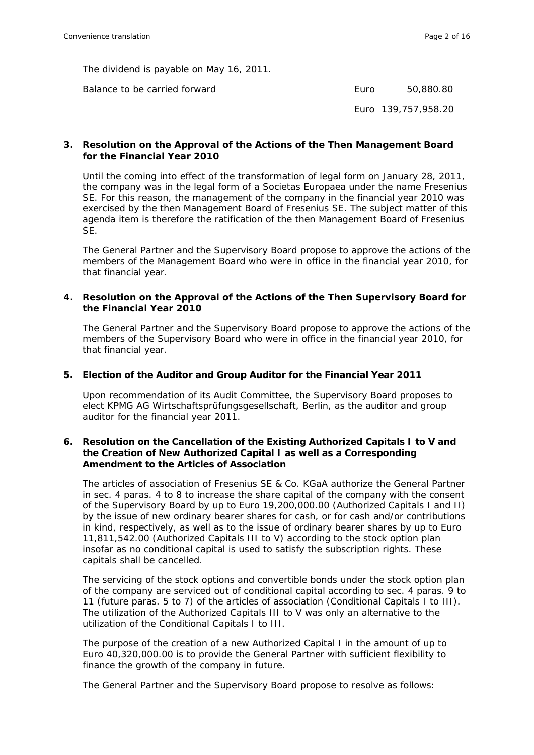The dividend is payable on May 16, 2011.

| | | |
|---|---|---|
| Balance to be carried forward | Euro | 50,880.80 |
| | Euro | 139,757,958.20 |

**3. Resolution on the Approval of the Actions of the Then Management Board for the Financial Year 2010**

Until the coming into effect of the transformation of legal form on January 28, 2011, the company was in the legal form of a Societas Europaea under the name Fresenius SE. For this reason, the management of the company in the financial year 2010 was exercised by the then Management Board of Fresenius SE. The subject matter of this agenda item is therefore the ratification of the then Management Board of Fresenius SE.

The General Partner and the Supervisory Board propose to approve the actions of the members of the Management Board who were in office in the financial year 2010, for that financial year.

**4. Resolution on the Approval of the Actions of the Then Supervisory Board for the Financial Year 2010**

The General Partner and the Supervisory Board propose to approve the actions of the members of the Supervisory Board who were in office in the financial year 2010, for that financial year.

**5. Election of the Auditor and Group Auditor for the Financial Year 2011**

Upon recommendation of its Audit Committee, the Supervisory Board proposes to elect KPMG AG Wirtschaftsprüfungsgesellschaft, Berlin, as the auditor and group auditor for the financial year 2011.

**6. Resolution on the Cancellation of the Existing Authorized Capitals I to V and the Creation of New Authorized Capital I as well as a Corresponding Amendment to the Articles of Association**

The articles of association of Fresenius SE & Co. KGaA authorize the General Partner in sec. 4 paras. 4 to 8 to increase the share capital of the company with the consent of the Supervisory Board by up to Euro 19,200,000.00 (Authorized Capitals I and II) by the issue of new ordinary bearer shares for cash, or for cash and/or contributions in kind, respectively, as well as to the issue of ordinary bearer shares by up to Euro 11,811,542.00 (Authorized Capitals III to V) according to the stock option plan insofar as no conditional capital is used to satisfy the subscription rights. These capitals shall be cancelled.

The servicing of the stock options and convertible bonds under the stock option plan of the company are serviced out of conditional capital according to sec. 4 paras. 9 to 11 (future paras. 5 to 7) of the articles of association (Conditional Capitals I to III). The utilization of the Authorized Capitals III to V was only an alternative to the utilization of the Conditional Capitals I to III.

The purpose of the creation of a new Authorized Capital I in the amount of up to Euro 40,320,000.00 is to provide the General Partner with sufficient flexibility to finance the growth of the company in future.

The General Partner and the Supervisory Board propose to resolve as follows: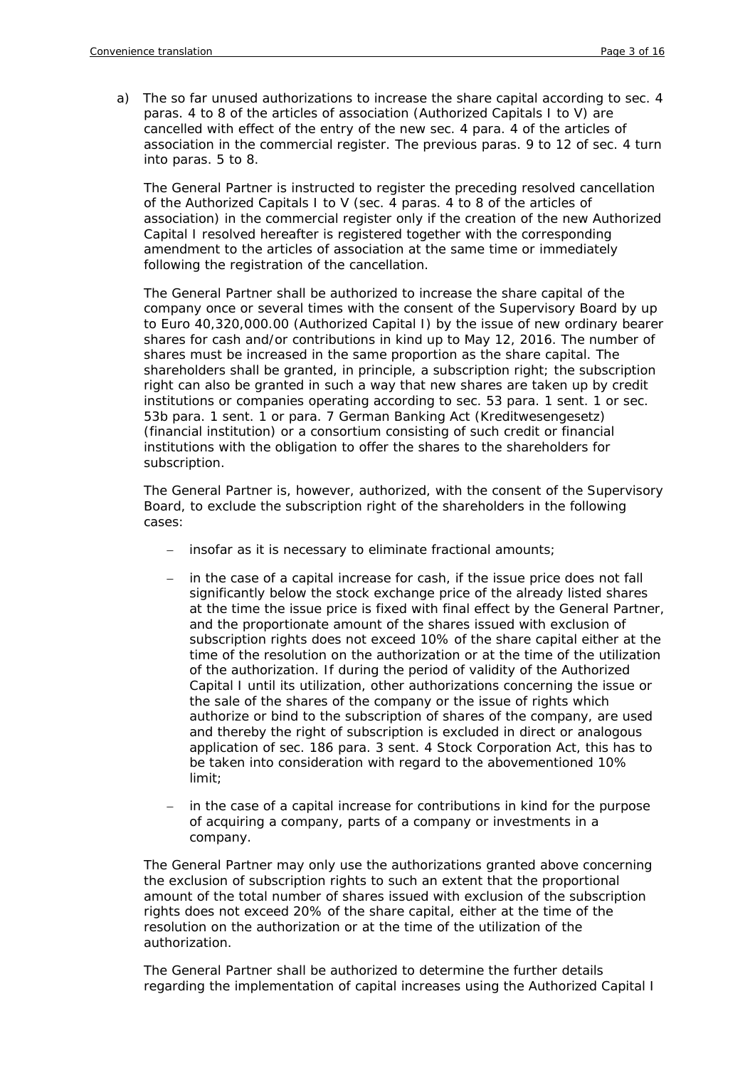a) The so far unused authorizations to increase the share capital according to sec. 4 paras. 4 to 8 of the articles of association (Authorized Capitals I to V) are cancelled with effect of the entry of the new sec. 4 para. 4 of the articles of association in the commercial register. The previous paras. 9 to 12 of sec. 4 turn into paras. 5 to 8.

   The General Partner is instructed to register the preceding resolved cancellation of the Authorized Capitals I to V (sec. 4 paras. 4 to 8 of the articles of association) in the commercial register only if the creation of the new Authorized Capital I resolved hereafter is registered together with the corresponding amendment to the articles of association at the same time or immediately following the registration of the cancellation.

   The General Partner shall be authorized to increase the share capital of the company once or several times with the consent of the Supervisory Board by up to Euro 40,320,000.00 (Authorized Capital I) by the issue of new ordinary bearer shares for cash and/or contributions in kind up to May 12, 2016. The number of shares must be increased in the same proportion as the share capital. The shareholders shall be granted, in principle, a subscription right; the subscription right can also be granted in such a way that new shares are taken up by credit institutions or companies operating according to sec. 53 para. 1 sent. 1 or sec. 53b para. 1 sent. 1 or para. 7 German Banking Act (Kreditwesengesetz) (financial institution) or a consortium consisting of such credit or financial institutions with the obligation to offer the shares to the shareholders for subscription.

   The General Partner is, however, authorized, with the consent of the Supervisory Board, to exclude the subscription right of the shareholders in the following cases:

   - insofar as it is necessary to eliminate fractional amounts;
   - in the case of a capital increase for cash, if the issue price does not fall significantly below the stock exchange price of the already listed shares at the time the issue price is fixed with final effect by the General Partner, and the proportionate amount of the shares issued with exclusion of subscription rights does not exceed 10% of the share capital either at the time of the resolution on the authorization or at the time of the utilization of the authorization. If during the period of validity of the Authorized Capital I until its utilization, other authorizations concerning the issue or the sale of the shares of the company or the issue of rights which authorize or bind to the subscription of shares of the company, are used and thereby the right of subscription is excluded in direct or analogous application of sec. 186 para. 3 sent. 4 Stock Corporation Act, this has to be taken into consideration with regard to the abovementioned 10% limit;
   - in the case of a capital increase for contributions in kind for the purpose of acquiring a company, parts of a company or investments in a company.

   The General Partner may only use the authorizations granted above concerning the exclusion of subscription rights to such an extent that the proportional amount of the total number of shares issued with exclusion of the subscription rights does not exceed 20% of the share capital, either at the time of the resolution on the authorization or at the time of the utilization of the authorization.

   The General Partner shall be authorized to determine the further details regarding the implementation of capital increases using the Authorized Capital I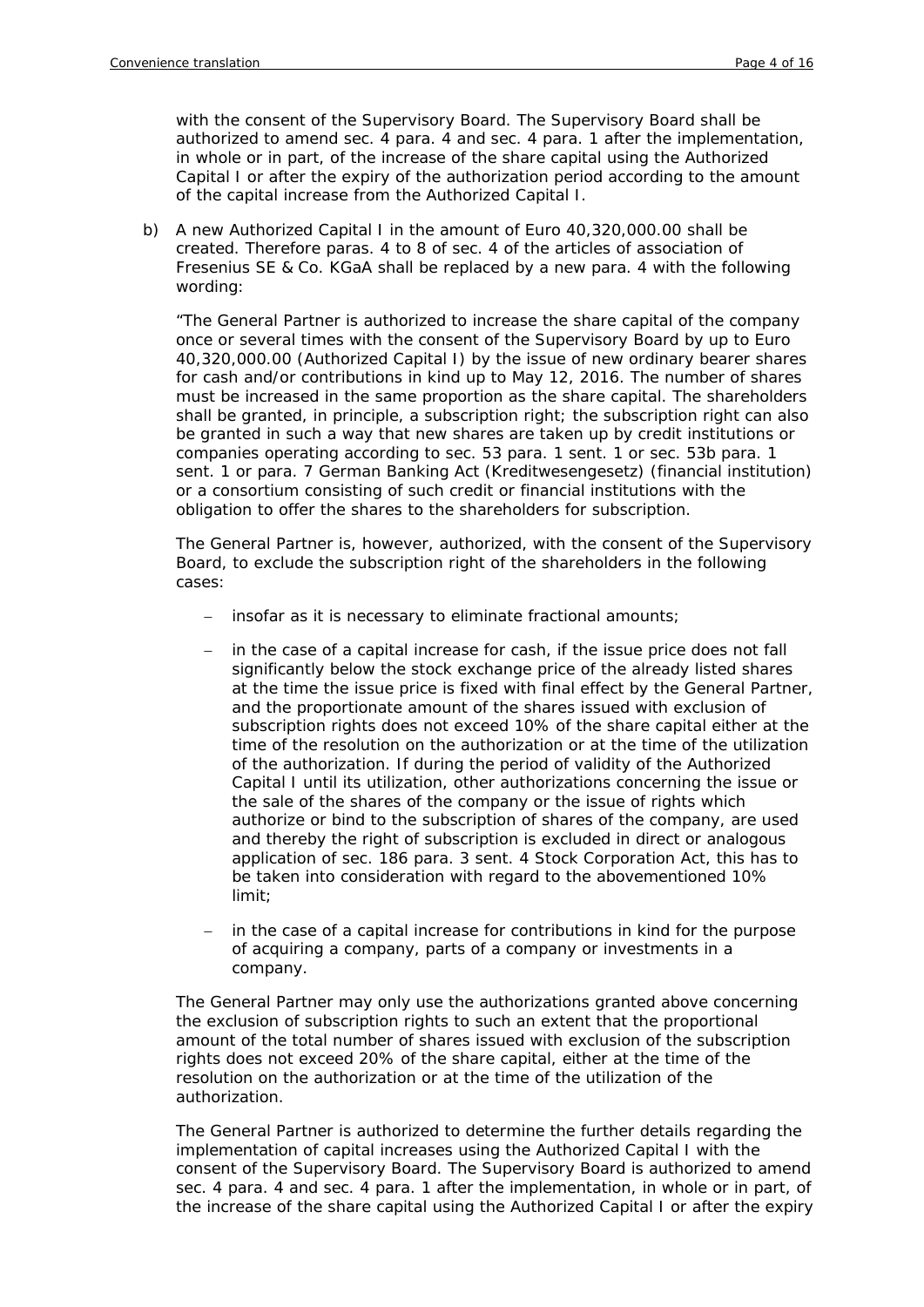with the consent of the Supervisory Board. The Supervisory Board shall be authorized to amend sec. 4 para. 4 and sec. 4 para. 1 after the implementation, in whole or in part, of the increase of the share capital using the Authorized Capital I or after the expiry of the authorization period according to the amount of the capital increase from the Authorized Capital I.

b) A new Authorized Capital I in the amount of Euro 40,320,000.00 shall be created. Therefore paras. 4 to 8 of sec. 4 of the articles of association of Fresenius SE & Co. KGaA shall be replaced by a new para. 4 with the following wording:

"The General Partner is authorized to increase the share capital of the company once or several times with the consent of the Supervisory Board by up to Euro 40,320,000.00 (Authorized Capital I) by the issue of new ordinary bearer shares for cash and/or contributions in kind up to May 12, 2016. The number of shares must be increased in the same proportion as the share capital. The shareholders shall be granted, in principle, a subscription right; the subscription right can also be granted in such a way that new shares are taken up by credit institutions or companies operating according to sec. 53 para. 1 sent. 1 or sec. 53b para. 1 sent. 1 or para. 7 German Banking Act (Kreditwesengesetz) (financial institution) or a consortium consisting of such credit or financial institutions with the obligation to offer the shares to the shareholders for subscription.

The General Partner is, however, authorized, with the consent of the Supervisory Board, to exclude the subscription right of the shareholders in the following cases:

- insofar as it is necessary to eliminate fractional amounts;
- in the case of a capital increase for cash, if the issue price does not fall significantly below the stock exchange price of the already listed shares at the time the issue price is fixed with final effect by the General Partner, and the proportionate amount of the shares issued with exclusion of subscription rights does not exceed 10% of the share capital either at the time of the resolution on the authorization or at the time of the utilization of the authorization. If during the period of validity of the Authorized Capital I until its utilization, other authorizations concerning the issue or the sale of the shares of the company or the issue of rights which authorize or bind to the subscription of shares of the company, are used and thereby the right of subscription is excluded in direct or analogous application of sec. 186 para. 3 sent. 4 Stock Corporation Act, this has to be taken into consideration with regard to the abovementioned 10% limit;
- in the case of a capital increase for contributions in kind for the purpose of acquiring a company, parts of a company or investments in a company.

The General Partner may only use the authorizations granted above concerning the exclusion of subscription rights to such an extent that the proportional amount of the total number of shares issued with exclusion of the subscription rights does not exceed 20% of the share capital, either at the time of the resolution on the authorization or at the time of the utilization of the authorization.

The General Partner is authorized to determine the further details regarding the implementation of capital increases using the Authorized Capital I with the consent of the Supervisory Board. The Supervisory Board is authorized to amend sec. 4 para. 4 and sec. 4 para. 1 after the implementation, in whole or in part, of the increase of the share capital using the Authorized Capital I or after the expiry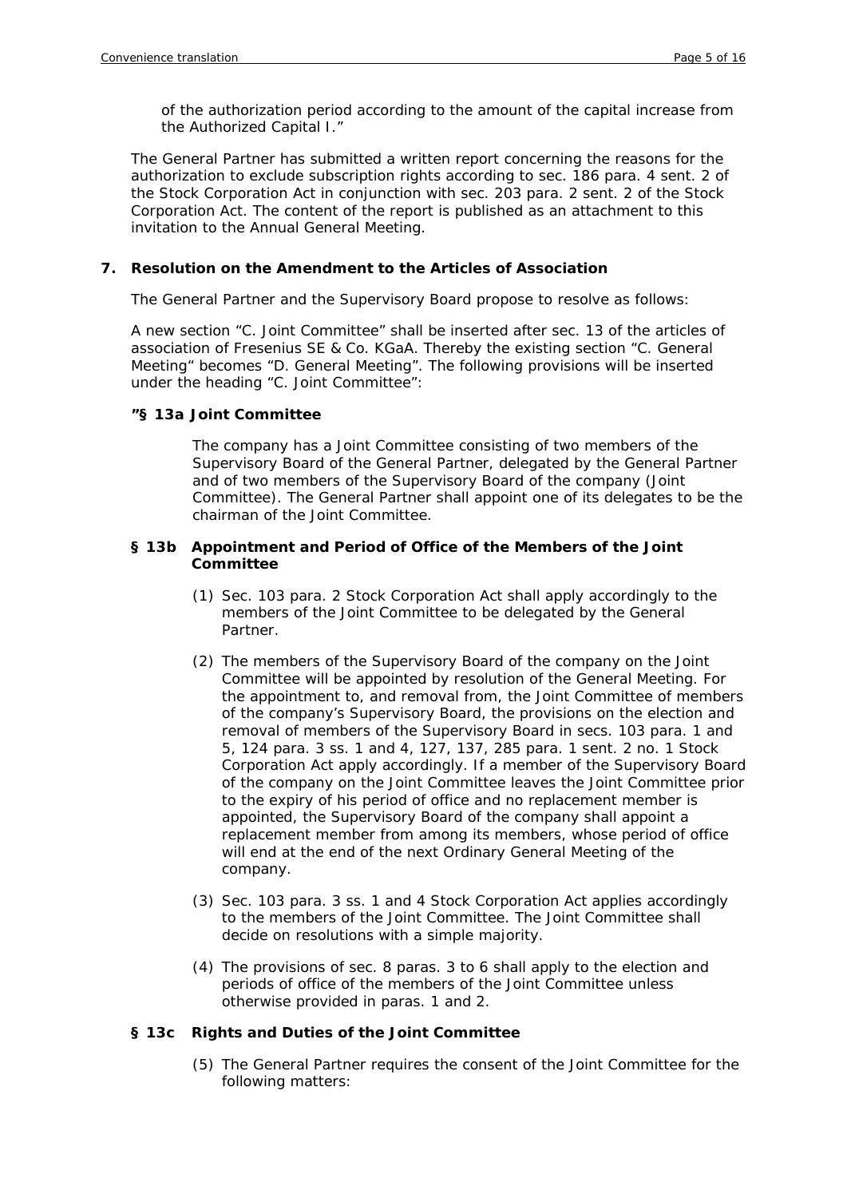of the authorization period according to the amount of the capital increase from the Authorized Capital I."

The General Partner has submitted a written report concerning the reasons for the authorization to exclude subscription rights according to sec. 186 para. 4 sent. 2 of the Stock Corporation Act in conjunction with sec. 203 para. 2 sent. 2 of the Stock Corporation Act. The content of the report is published as an attachment to this invitation to the Annual General Meeting.

## 7. Resolution on the Amendment to the Articles of Association

The General Partner and the Supervisory Board propose to resolve as follows:

A new section "C. Joint Committee" shall be inserted after sec. 13 of the articles of association of Fresenius SE & Co. KGaA. Thereby the existing section "C. General Meeting" becomes "D. General Meeting". The following provisions will be inserted under the heading "C. Joint Committee":

**"§ 13a Joint Committee**

The company has a Joint Committee consisting of two members of the Supervisory Board of the General Partner, delegated by the General Partner and of two members of the Supervisory Board of the company (Joint Committee). The General Partner shall appoint one of its delegates to be the chairman of the Joint Committee.

**§ 13b Appointment and Period of Office of the Members of the Joint Committee**

(1) Sec. 103 para. 2 Stock Corporation Act shall apply accordingly to the members of the Joint Committee to be delegated by the General Partner.

(2) The members of the Supervisory Board of the company on the Joint Committee will be appointed by resolution of the General Meeting. For the appointment to, and removal from, the Joint Committee of members of the company's Supervisory Board, the provisions on the election and removal of members of the Supervisory Board in secs. 103 para. 1 and 5, 124 para. 3 ss. 1 and 4, 127, 137, 285 para. 1 sent. 2 no. 1 Stock Corporation Act apply accordingly. If a member of the Supervisory Board of the company on the Joint Committee leaves the Joint Committee prior to the expiry of his period of office and no replacement member is appointed, the Supervisory Board of the company shall appoint a replacement member from among its members, whose period of office will end at the end of the next Ordinary General Meeting of the company.

(3) Sec. 103 para. 3 ss. 1 and 4 Stock Corporation Act applies accordingly to the members of the Joint Committee. The Joint Committee shall decide on resolutions with a simple majority.

(4) The provisions of sec. 8 paras. 3 to 6 shall apply to the election and periods of office of the members of the Joint Committee unless otherwise provided in paras. 1 and 2.

**§ 13c Rights and Duties of the Joint Committee**

(5) The General Partner requires the consent of the Joint Committee for the following matters: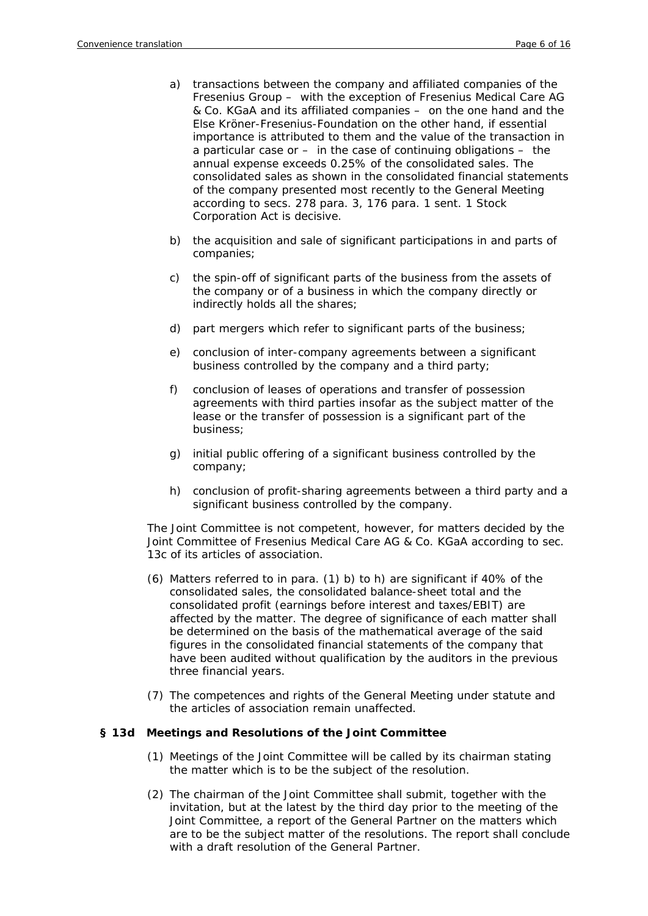a) transactions between the company and affiliated companies of the Fresenius Group – with the exception of Fresenius Medical Care AG & Co. KGaA and its affiliated companies – on the one hand and the Else Kröner-Fresenius-Foundation on the other hand, if essential importance is attributed to them and the value of the transaction in a particular case or – in the case of continuing obligations – the annual expense exceeds 0.25% of the consolidated sales. The consolidated sales as shown in the consolidated financial statements of the company presented most recently to the General Meeting according to secs. 278 para. 3, 176 para. 1 sent. 1 Stock Corporation Act is decisive.

b) the acquisition and sale of significant participations in and parts of companies;

c) the spin-off of significant parts of the business from the assets of the company or of a business in which the company directly or indirectly holds all the shares;

d) part mergers which refer to significant parts of the business;

e) conclusion of inter-company agreements between a significant business controlled by the company and a third party;

f) conclusion of leases of operations and transfer of possession agreements with third parties insofar as the subject matter of the lease or the transfer of possession is a significant part of the business;

g) initial public offering of a significant business controlled by the company;

h) conclusion of profit-sharing agreements between a third party and a significant business controlled by the company.

The Joint Committee is not competent, however, for matters decided by the Joint Committee of Fresenius Medical Care AG & Co. KGaA according to sec. 13c of its articles of association.

(6) Matters referred to in para. (1) b) to h) are significant if 40% of the consolidated sales, the consolidated balance-sheet total and the consolidated profit (earnings before interest and taxes/EBIT) are affected by the matter. The degree of significance of each matter shall be determined on the basis of the mathematical average of the said figures in the consolidated financial statements of the company that have been audited without qualification by the auditors in the previous three financial years.

(7) The competences and rights of the General Meeting under statute and the articles of association remain unaffected.

### § 13d Meetings and Resolutions of the Joint Committee

(1) Meetings of the Joint Committee will be called by its chairman stating the matter which is to be the subject of the resolution.

(2) The chairman of the Joint Committee shall submit, together with the invitation, but at the latest by the third day prior to the meeting of the Joint Committee, a report of the General Partner on the matters which are to be the subject matter of the resolutions. The report shall conclude with a draft resolution of the General Partner.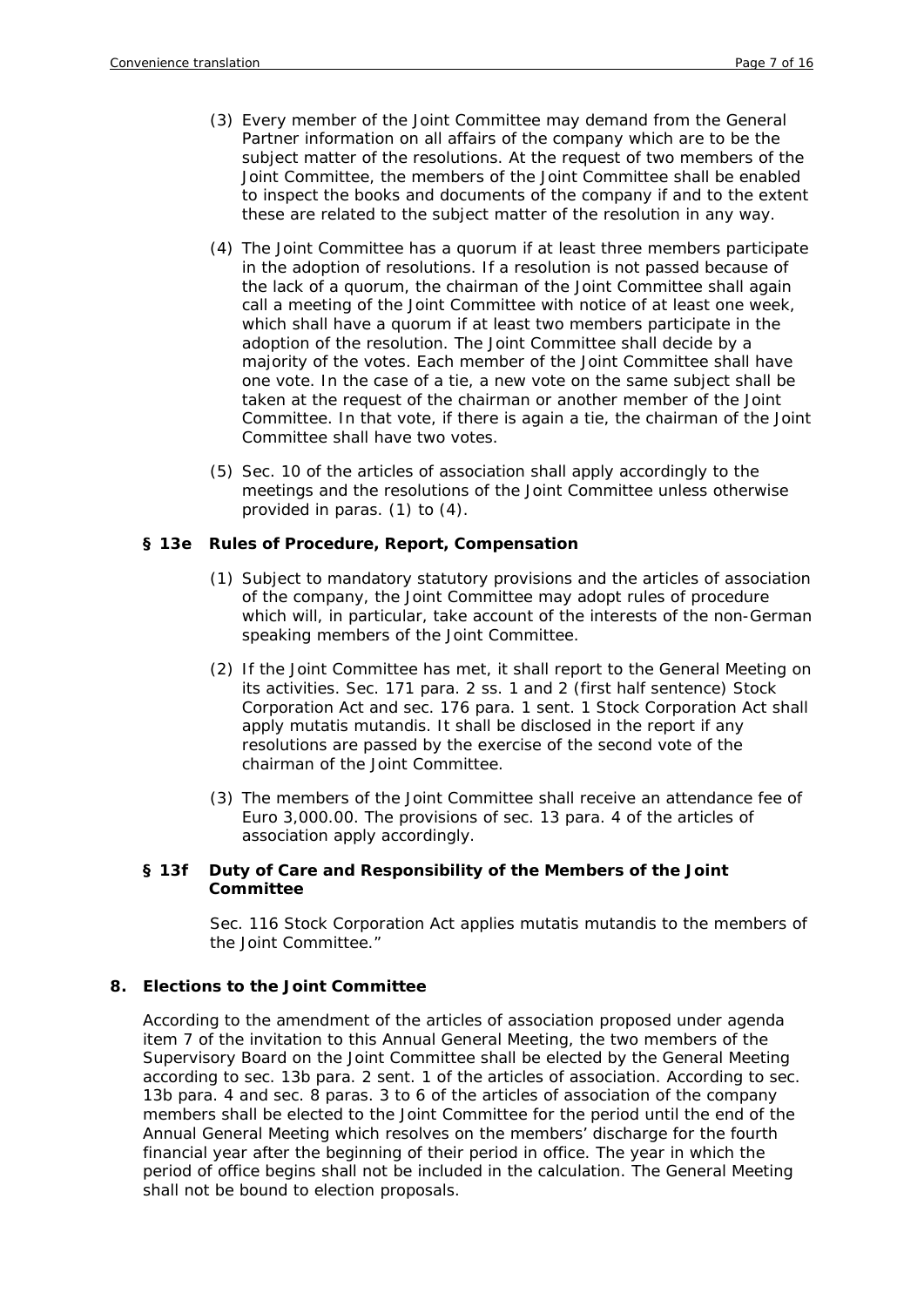(3) Every member of the Joint Committee may demand from the General Partner information on all affairs of the company which are to be the subject matter of the resolutions. At the request of two members of the Joint Committee, the members of the Joint Committee shall be enabled to inspect the books and documents of the company if and to the extent these are related to the subject matter of the resolution in any way.

(4) The Joint Committee has a quorum if at least three members participate in the adoption of resolutions. If a resolution is not passed because of the lack of a quorum, the chairman of the Joint Committee shall again call a meeting of the Joint Committee with notice of at least one week, which shall have a quorum if at least two members participate in the adoption of the resolution. The Joint Committee shall decide by a majority of the votes. Each member of the Joint Committee shall have one vote. In the case of a tie, a new vote on the same subject shall be taken at the request of the chairman or another member of the Joint Committee. In that vote, if there is again a tie, the chairman of the Joint Committee shall have two votes.

(5) Sec. 10 of the articles of association shall apply accordingly to the meetings and the resolutions of the Joint Committee unless otherwise provided in paras. (1) to (4).

### § 13e Rules of Procedure, Report, Compensation

(1) Subject to mandatory statutory provisions and the articles of association of the company, the Joint Committee may adopt rules of procedure which will, in particular, take account of the interests of the non-German speaking members of the Joint Committee.

(2) If the Joint Committee has met, it shall report to the General Meeting on its activities. Sec. 171 para. 2 ss. 1 and 2 (first half sentence) Stock Corporation Act and sec. 176 para. 1 sent. 1 Stock Corporation Act shall apply mutatis mutandis. It shall be disclosed in the report if any resolutions are passed by the exercise of the second vote of the chairman of the Joint Committee.

(3) The members of the Joint Committee shall receive an attendance fee of Euro 3,000.00. The provisions of sec. 13 para. 4 of the articles of association apply accordingly.

### § 13f Duty of Care and Responsibility of the Members of the Joint Committee

Sec. 116 Stock Corporation Act applies mutatis mutandis to the members of the Joint Committee."

## 8. Elections to the Joint Committee

According to the amendment of the articles of association proposed under agenda item 7 of the invitation to this Annual General Meeting, the two members of the Supervisory Board on the Joint Committee shall be elected by the General Meeting according to sec. 13b para. 2 sent. 1 of the articles of association. According to sec. 13b para. 4 and sec. 8 paras. 3 to 6 of the articles of association of the company members shall be elected to the Joint Committee for the period until the end of the Annual General Meeting which resolves on the members' discharge for the fourth financial year after the beginning of their period in office. The year in which the period of office begins shall not be included in the calculation. The General Meeting shall not be bound to election proposals.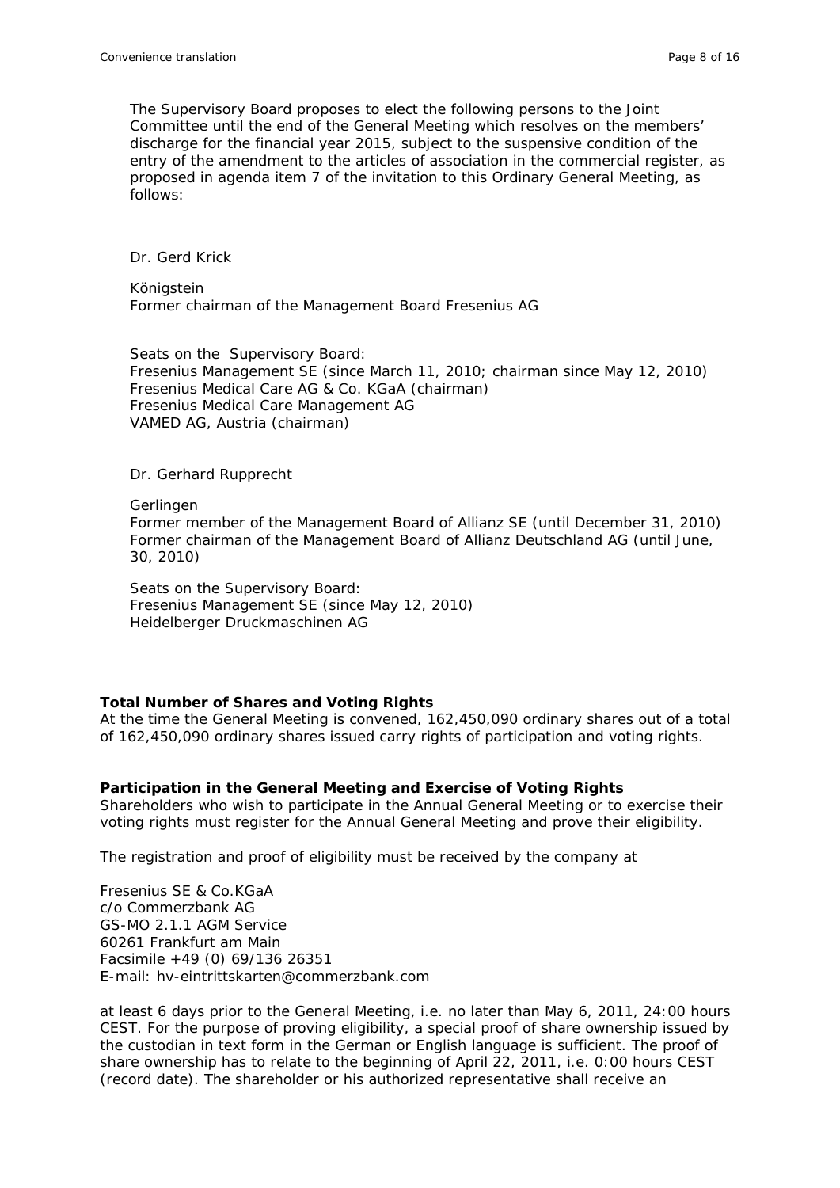The Supervisory Board proposes to elect the following persons to the Joint Committee until the end of the General Meeting which resolves on the members' discharge for the financial year 2015, subject to the suspensive condition of the entry of the amendment to the articles of association in the commercial register, as proposed in agenda item 7 of the invitation to this Ordinary General Meeting, as follows:

Dr. Gerd Krick

Königstein
Former chairman of the Management Board Fresenius AG

Seats on the Supervisory Board:
Fresenius Management SE (since March 11, 2010; chairman since May 12, 2010)
Fresenius Medical Care AG & Co. KGaA (chairman)
Fresenius Medical Care Management AG
VAMED AG, Austria (chairman)

Dr. Gerhard Rupprecht

Gerlingen
Former member of the Management Board of Allianz SE (until December 31, 2010)
Former chairman of the Management Board of Allianz Deutschland AG (until June, 30, 2010)

Seats on the Supervisory Board:
Fresenius Management SE (since May 12, 2010)
Heidelberger Druckmaschinen AG

**Total Number of Shares and Voting Rights**

At the time the General Meeting is convened, 162,450,090 ordinary shares out of a total of 162,450,090 ordinary shares issued carry rights of participation and voting rights.

**Participation in the General Meeting and Exercise of Voting Rights**

Shareholders who wish to participate in the Annual General Meeting or to exercise their voting rights must register for the Annual General Meeting and prove their eligibility.

The registration and proof of eligibility must be received by the company at

Fresenius SE & Co.KGaA
c/o Commerzbank AG
GS-MO 2.1.1 AGM Service
60261 Frankfurt am Main
Facsimile +49 (0) 69/136 26351
E-mail: hv-eintrittskarten@commerzbank.com

at least 6 days prior to the General Meeting, i.e. no later than May 6, 2011, 24:00 hours CEST. For the purpose of proving eligibility, a special proof of share ownership issued by the custodian in text form in the German or English language is sufficient. The proof of share ownership has to relate to the beginning of April 22, 2011, i.e. 0:00 hours CEST (record date). The shareholder or his authorized representative shall receive an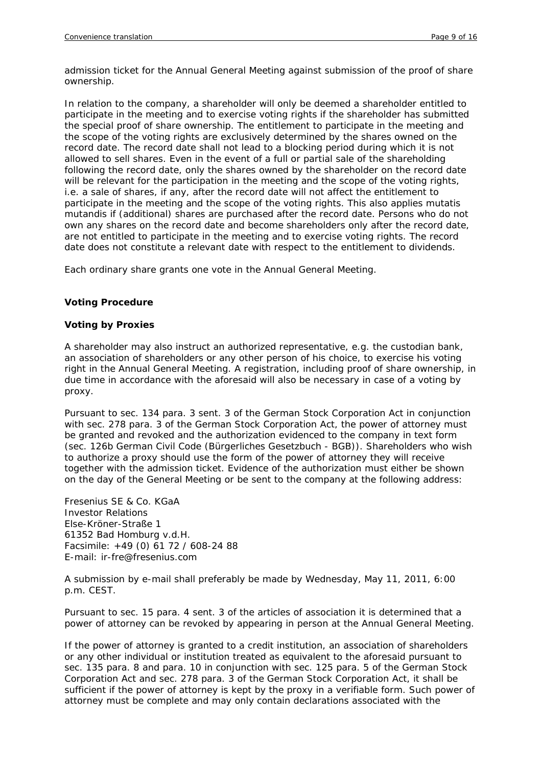admission ticket for the Annual General Meeting against submission of the proof of share ownership.

In relation to the company, a shareholder will only be deemed a shareholder entitled to participate in the meeting and to exercise voting rights if the shareholder has submitted the special proof of share ownership. The entitlement to participate in the meeting and the scope of the voting rights are exclusively determined by the shares owned on the record date. The record date shall not lead to a blocking period during which it is not allowed to sell shares. Even in the event of a full or partial sale of the shareholding following the record date, only the shares owned by the shareholder on the record date will be relevant for the participation in the meeting and the scope of the voting rights, i.e. a sale of shares, if any, after the record date will not affect the entitlement to participate in the meeting and the scope of the voting rights. This also applies mutatis mutandis if (additional) shares are purchased after the record date. Persons who do not own any shares on the record date and become shareholders only after the record date, are not entitled to participate in the meeting and to exercise voting rights. The record date does not constitute a relevant date with respect to the entitlement to dividends.

Each ordinary share grants one vote in the Annual General Meeting.

**Voting Procedure**

**Voting by Proxies**

A shareholder may also instruct an authorized representative, e.g. the custodian bank, an association of shareholders or any other person of his choice, to exercise his voting right in the Annual General Meeting. A registration, including proof of share ownership, in due time in accordance with the aforesaid will also be necessary in case of a voting by proxy.

Pursuant to sec. 134 para. 3 sent. 3 of the German Stock Corporation Act in conjunction with sec. 278 para. 3 of the German Stock Corporation Act, the power of attorney must be granted and revoked and the authorization evidenced to the company in text form (sec. 126b German Civil Code (Bürgerliches Gesetzbuch - BGB)). Shareholders who wish to authorize a proxy should use the form of the power of attorney they will receive together with the admission ticket. Evidence of the authorization must either be shown on the day of the General Meeting or be sent to the company at the following address:

Fresenius SE & Co. KGaA
Investor Relations
Else-Kröner-Straße 1
61352 Bad Homburg v.d.H.
Facsimile: +49 (0) 61 72 / 608-24 88
E-mail: ir-fre@fresenius.com

A submission by e-mail shall preferably be made by Wednesday, May 11, 2011, 6:00 p.m. CEST.

Pursuant to sec. 15 para. 4 sent. 3 of the articles of association it is determined that a power of attorney can be revoked by appearing in person at the Annual General Meeting.

If the power of attorney is granted to a credit institution, an association of shareholders or any other individual or institution treated as equivalent to the aforesaid pursuant to sec. 135 para. 8 and para. 10 in conjunction with sec. 125 para. 5 of the German Stock Corporation Act and sec. 278 para. 3 of the German Stock Corporation Act, it shall be sufficient if the power of attorney is kept by the proxy in a verifiable form. Such power of attorney must be complete and may only contain declarations associated with the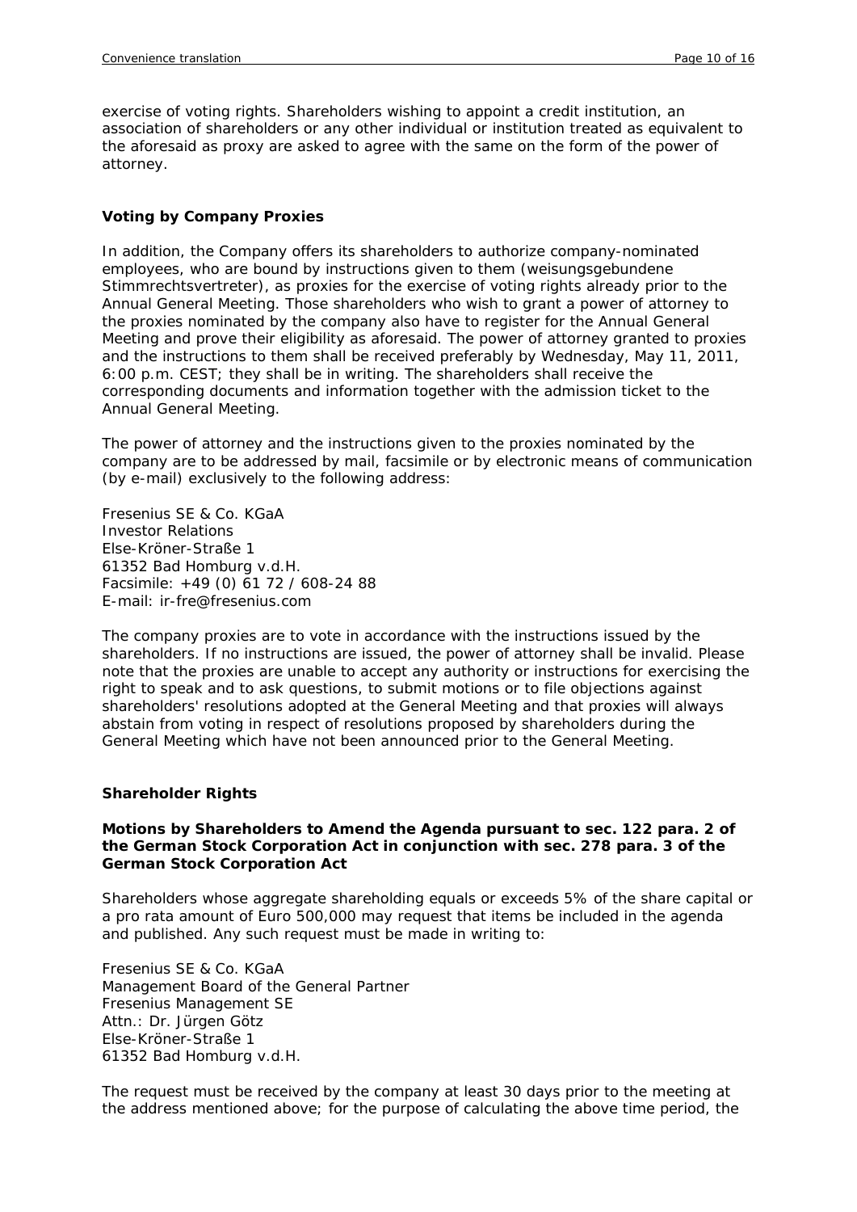exercise of voting rights. Shareholders wishing to appoint a credit institution, an association of shareholders or any other individual or institution treated as equivalent to the aforesaid as proxy are asked to agree with the same on the form of the power of attorney.

**Voting by Company Proxies**

In addition, the Company offers its shareholders to authorize company-nominated employees, who are bound by instructions given to them (weisungsgebundene Stimmrechtsvertreter), as proxies for the exercise of voting rights already prior to the Annual General Meeting. Those shareholders who wish to grant a power of attorney to the proxies nominated by the company also have to register for the Annual General Meeting and prove their eligibility as aforesaid. The power of attorney granted to proxies and the instructions to them shall be received preferably by Wednesday, May 11, 2011, 6:00 p.m. CEST; they shall be in writing. The shareholders shall receive the corresponding documents and information together with the admission ticket to the Annual General Meeting.

The power of attorney and the instructions given to the proxies nominated by the company are to be addressed by mail, facsimile or by electronic means of communication (by e-mail) exclusively to the following address:

Fresenius SE & Co. KGaA
Investor Relations
Else-Kröner-Straße 1
61352 Bad Homburg v.d.H.
Facsimile: +49 (0) 61 72 / 608-24 88
E-mail: ir-fre@fresenius.com

The company proxies are to vote in accordance with the instructions issued by the shareholders. If no instructions are issued, the power of attorney shall be invalid. Please note that the proxies are unable to accept any authority or instructions for exercising the right to speak and to ask questions, to submit motions or to file objections against shareholders' resolutions adopted at the General Meeting and that proxies will always abstain from voting in respect of resolutions proposed by shareholders during the General Meeting which have not been announced prior to the General Meeting.

**Shareholder Rights**

**Motions by Shareholders to Amend the Agenda pursuant to sec. 122 para. 2 of the German Stock Corporation Act in conjunction with sec. 278 para. 3 of the German Stock Corporation Act**

Shareholders whose aggregate shareholding equals or exceeds 5% of the share capital or a pro rata amount of Euro 500,000 may request that items be included in the agenda and published. Any such request must be made in writing to:

Fresenius SE & Co. KGaA
Management Board of the General Partner
Fresenius Management SE
Attn.: Dr. Jürgen Götz
Else-Kröner-Straße 1
61352 Bad Homburg v.d.H.

The request must be received by the company at least 30 days prior to the meeting at the address mentioned above; for the purpose of calculating the above time period, the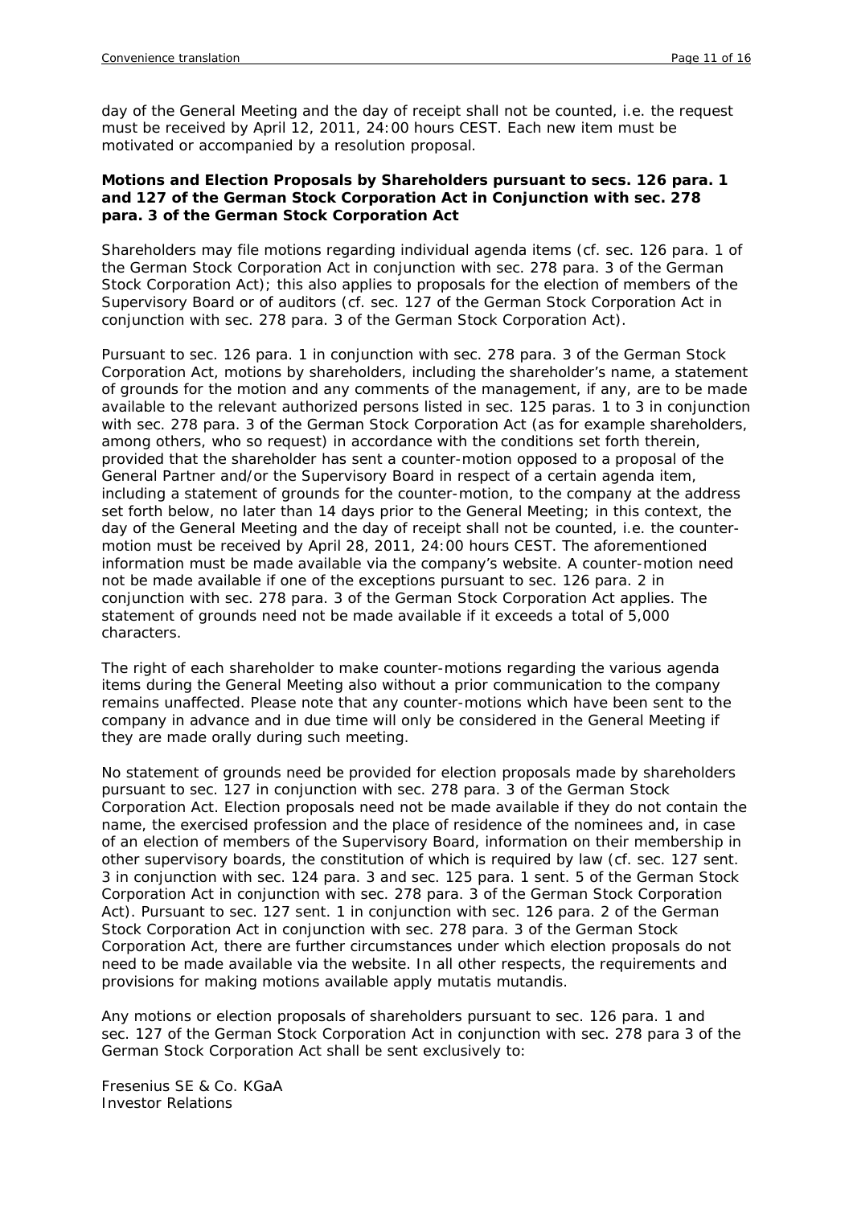day of the General Meeting and the day of receipt shall not be counted, i.e. the request must be received by April 12, 2011, 24:00 hours CEST. Each new item must be motivated or accompanied by a resolution proposal.

**Motions and Election Proposals by Shareholders pursuant to secs. 126 para. 1 and 127 of the German Stock Corporation Act in Conjunction with sec. 278 para. 3 of the German Stock Corporation Act**

Shareholders may file motions regarding individual agenda items (cf. sec. 126 para. 1 of the German Stock Corporation Act in conjunction with sec. 278 para. 3 of the German Stock Corporation Act); this also applies to proposals for the election of members of the Supervisory Board or of auditors (cf. sec. 127 of the German Stock Corporation Act in conjunction with sec. 278 para. 3 of the German Stock Corporation Act).

Pursuant to sec. 126 para. 1 in conjunction with sec. 278 para. 3 of the German Stock Corporation Act, motions by shareholders, including the shareholder's name, a statement of grounds for the motion and any comments of the management, if any, are to be made available to the relevant authorized persons listed in sec. 125 paras. 1 to 3 in conjunction with sec. 278 para. 3 of the German Stock Corporation Act (as for example shareholders, among others, who so request) in accordance with the conditions set forth therein, provided that the shareholder has sent a counter-motion opposed to a proposal of the General Partner and/or the Supervisory Board in respect of a certain agenda item, including a statement of grounds for the counter-motion, to the company at the address set forth below, no later than 14 days prior to the General Meeting; in this context, the day of the General Meeting and the day of receipt shall not be counted, i.e. the counter-motion must be received by April 28, 2011, 24:00 hours CEST. The aforementioned information must be made available via the company's website. A counter-motion need not be made available if one of the exceptions pursuant to sec. 126 para. 2 in conjunction with sec. 278 para. 3 of the German Stock Corporation Act applies. The statement of grounds need not be made available if it exceeds a total of 5,000 characters.

The right of each shareholder to make counter-motions regarding the various agenda items during the General Meeting also without a prior communication to the company remains unaffected. Please note that any counter-motions which have been sent to the company in advance and in due time will only be considered in the General Meeting if they are made orally during such meeting.

No statement of grounds need be provided for election proposals made by shareholders pursuant to sec. 127 in conjunction with sec. 278 para. 3 of the German Stock Corporation Act. Election proposals need not be made available if they do not contain the name, the exercised profession and the place of residence of the nominees and, in case of an election of members of the Supervisory Board, information on their membership in other supervisory boards, the constitution of which is required by law (cf. sec. 127 sent. 3 in conjunction with sec. 124 para. 3 and sec. 125 para. 1 sent. 5 of the German Stock Corporation Act in conjunction with sec. 278 para. 3 of the German Stock Corporation Act). Pursuant to sec. 127 sent. 1 in conjunction with sec. 126 para. 2 of the German Stock Corporation Act in conjunction with sec. 278 para. 3 of the German Stock Corporation Act, there are further circumstances under which election proposals do not need to be made available via the website. In all other respects, the requirements and provisions for making motions available apply mutatis mutandis.

Any motions or election proposals of shareholders pursuant to sec. 126 para. 1 and sec. 127 of the German Stock Corporation Act in conjunction with sec. 278 para 3 of the German Stock Corporation Act shall be sent exclusively to:

Fresenius SE & Co. KGaA
Investor Relations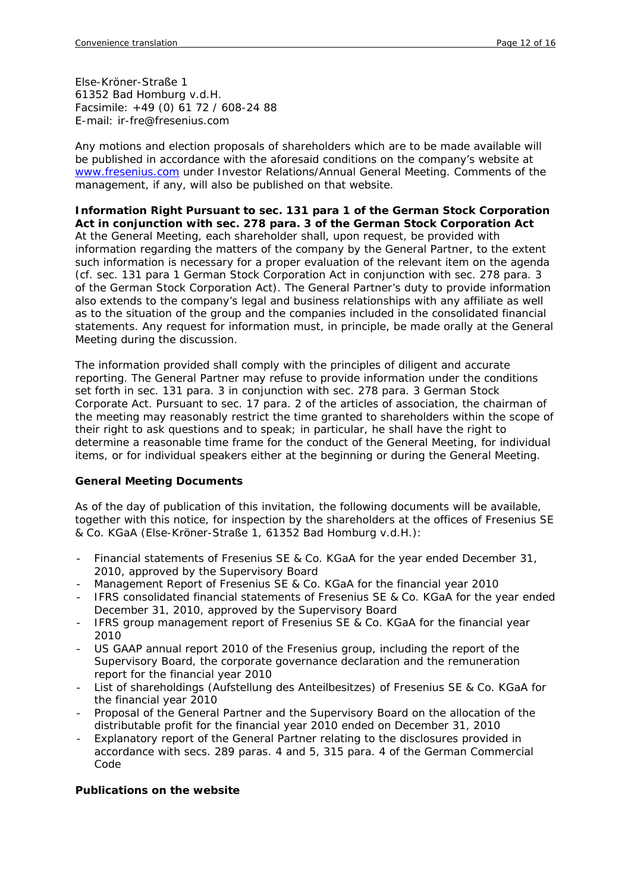Else-Kröner-Straße 1
61352 Bad Homburg v.d.H.
Facsimile: +49 (0) 61 72 / 608-24 88
E-mail: ir-fre@fresenius.com

Any motions and election proposals of shareholders which are to be made available will be published in accordance with the aforesaid conditions on the company's website at www.fresenius.com under Investor Relations/Annual General Meeting. Comments of the management, if any, will also be published on that website.

**Information Right Pursuant to sec. 131 para 1 of the German Stock Corporation Act in conjunction with sec. 278 para. 3 of the German Stock Corporation Act**

At the General Meeting, each shareholder shall, upon request, be provided with information regarding the matters of the company by the General Partner, to the extent such information is necessary for a proper evaluation of the relevant item on the agenda (cf. sec. 131 para 1 German Stock Corporation Act in conjunction with sec. 278 para. 3 of the German Stock Corporation Act). The General Partner's duty to provide information also extends to the company's legal and business relationships with any affiliate as well as to the situation of the group and the companies included in the consolidated financial statements. Any request for information must, in principle, be made orally at the General Meeting during the discussion.

The information provided shall comply with the principles of diligent and accurate reporting. The General Partner may refuse to provide information under the conditions set forth in sec. 131 para. 3 in conjunction with sec. 278 para. 3 German Stock Corporate Act. Pursuant to sec. 17 para. 2 of the articles of association, the chairman of the meeting may reasonably restrict the time granted to shareholders within the scope of their right to ask questions and to speak; in particular, he shall have the right to determine a reasonable time frame for the conduct of the General Meeting, for individual items, or for individual speakers either at the beginning or during the General Meeting.

**General Meeting Documents**

As of the day of publication of this invitation, the following documents will be available, together with this notice, for inspection by the shareholders at the offices of Fresenius SE & Co. KGaA (Else-Kröner-Straße 1, 61352 Bad Homburg v.d.H.):

- Financial statements of Fresenius SE & Co. KGaA for the year ended December 31, 2010, approved by the Supervisory Board
- Management Report of Fresenius SE & Co. KGaA for the financial year 2010
- IFRS consolidated financial statements of Fresenius SE & Co. KGaA for the year ended December 31, 2010, approved by the Supervisory Board
- IFRS group management report of Fresenius SE & Co. KGaA for the financial year 2010
- US GAAP annual report 2010 of the Fresenius group, including the report of the Supervisory Board, the corporate governance declaration and the remuneration report for the financial year 2010
- List of shareholdings (Aufstellung des Anteilbesitzes) of Fresenius SE & Co. KGaA for the financial year 2010
- Proposal of the General Partner and the Supervisory Board on the allocation of the distributable profit for the financial year 2010 ended on December 31, 2010
- Explanatory report of the General Partner relating to the disclosures provided in accordance with secs. 289 paras. 4 and 5, 315 para. 4 of the German Commercial Code

**Publications on the website**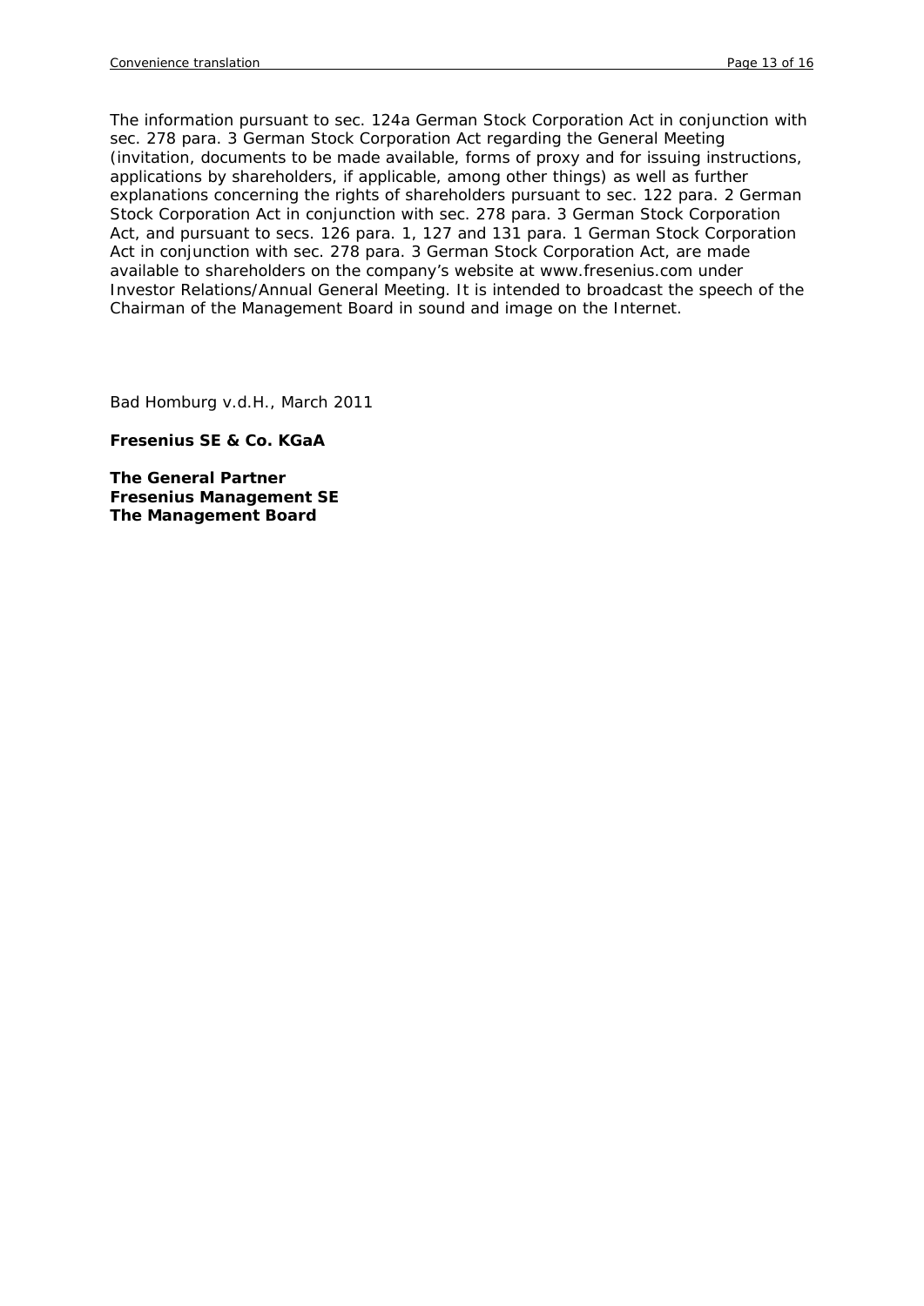The information pursuant to sec. 124a German Stock Corporation Act in conjunction with sec. 278 para. 3 German Stock Corporation Act regarding the General Meeting (invitation, documents to be made available, forms of proxy and for issuing instructions, applications by shareholders, if applicable, among other things) as well as further explanations concerning the rights of shareholders pursuant to sec. 122 para. 2 German Stock Corporation Act in conjunction with sec. 278 para. 3 German Stock Corporation Act, and pursuant to secs. 126 para. 1, 127 and 131 para. 1 German Stock Corporation Act in conjunction with sec. 278 para. 3 German Stock Corporation Act, are made available to shareholders on the company's website at www.fresenius.com under Investor Relations/Annual General Meeting. It is intended to broadcast the speech of the Chairman of the Management Board in sound and image on the Internet.

Bad Homburg v.d.H., March 2011

**Fresenius SE & Co. KGaA**

**The General Partner**
**Fresenius Management SE**
**The Management Board**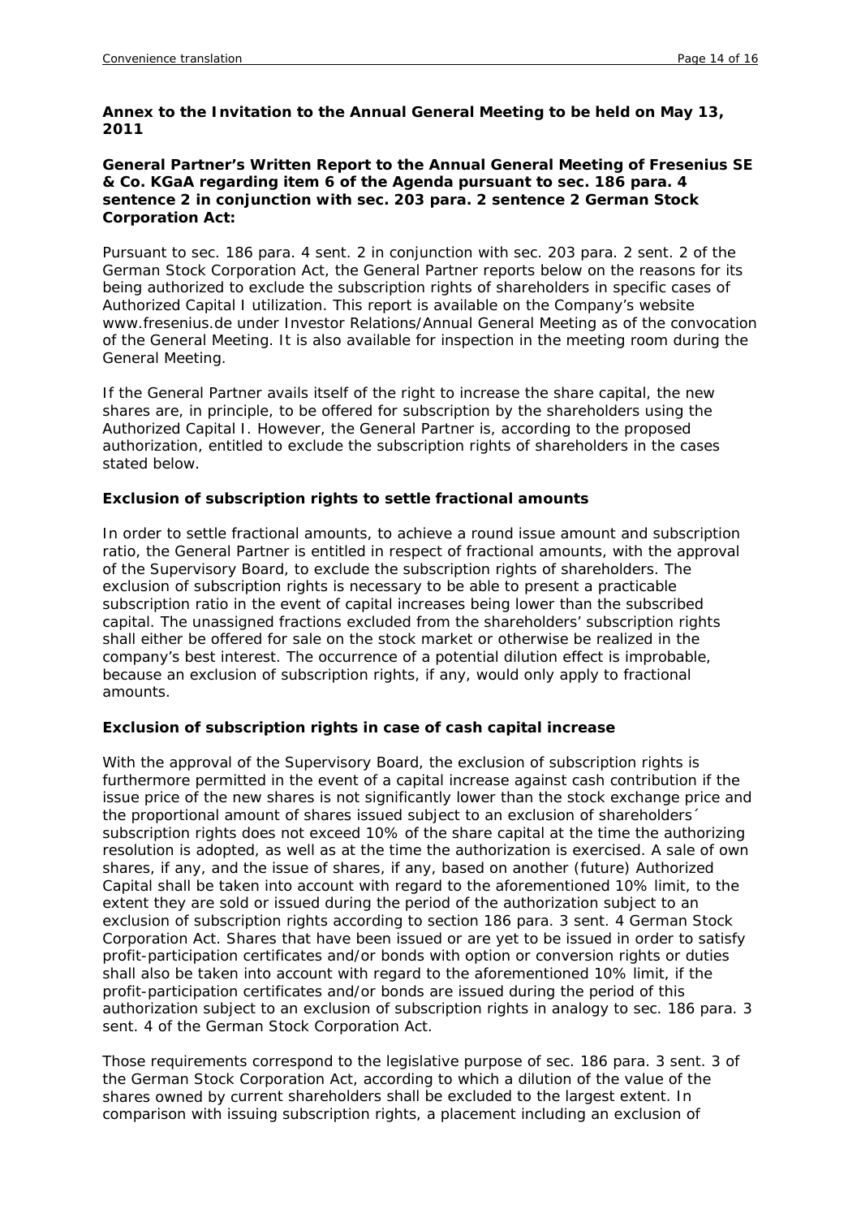**Annex to the Invitation to the Annual General Meeting to be held on May 13, 2011**

**General Partner's Written Report to the Annual General Meeting of Fresenius SE & Co. KGaA regarding item 6 of the Agenda pursuant to sec. 186 para. 4 sentence 2 in conjunction with sec. 203 para. 2 sentence 2 German Stock Corporation Act:**

Pursuant to sec. 186 para. 4 sent. 2 in conjunction with sec. 203 para. 2 sent. 2 of the German Stock Corporation Act, the General Partner reports below on the reasons for its being authorized to exclude the subscription rights of shareholders in specific cases of Authorized Capital I utilization. This report is available on the Company's website www.fresenius.de under Investor Relations/Annual General Meeting as of the convocation of the General Meeting. It is also available for inspection in the meeting room during the General Meeting.

If the General Partner avails itself of the right to increase the share capital, the new shares are, in principle, to be offered for subscription by the shareholders using the Authorized Capital I. However, the General Partner is, according to the proposed authorization, entitled to exclude the subscription rights of shareholders in the cases stated below.

**Exclusion of subscription rights to settle fractional amounts**

In order to settle fractional amounts, to achieve a round issue amount and subscription ratio, the General Partner is entitled in respect of fractional amounts, with the approval of the Supervisory Board, to exclude the subscription rights of shareholders. The exclusion of subscription rights is necessary to be able to present a practicable subscription ratio in the event of capital increases being lower than the subscribed capital. The unassigned fractions excluded from the shareholders' subscription rights shall either be offered for sale on the stock market or otherwise be realized in the company's best interest. The occurrence of a potential dilution effect is improbable, because an exclusion of subscription rights, if any, would only apply to fractional amounts.

**Exclusion of subscription rights in case of cash capital increase**

With the approval of the Supervisory Board, the exclusion of subscription rights is furthermore permitted in the event of a capital increase against cash contribution if the issue price of the new shares is not significantly lower than the stock exchange price and the proportional amount of shares issued subject to an exclusion of shareholders´ subscription rights does not exceed 10% of the share capital at the time the authorizing resolution is adopted, as well as at the time the authorization is exercised. A sale of own shares, if any, and the issue of shares, if any, based on another (future) Authorized Capital shall be taken into account with regard to the aforementioned 10% limit, to the extent they are sold or issued during the period of the authorization subject to an exclusion of subscription rights according to section 186 para. 3 sent. 4 German Stock Corporation Act. Shares that have been issued or are yet to be issued in order to satisfy profit-participation certificates and/or bonds with option or conversion rights or duties shall also be taken into account with regard to the aforementioned 10% limit, if the profit-participation certificates and/or bonds are issued during the period of this authorization subject to an exclusion of subscription rights in analogy to sec. 186 para. 3 sent. 4 of the German Stock Corporation Act.

Those requirements correspond to the legislative purpose of sec. 186 para. 3 sent. 3 of the German Stock Corporation Act, according to which a dilution of the value of the shares owned by current shareholders shall be excluded to the largest extent. In comparison with issuing subscription rights, a placement including an exclusion of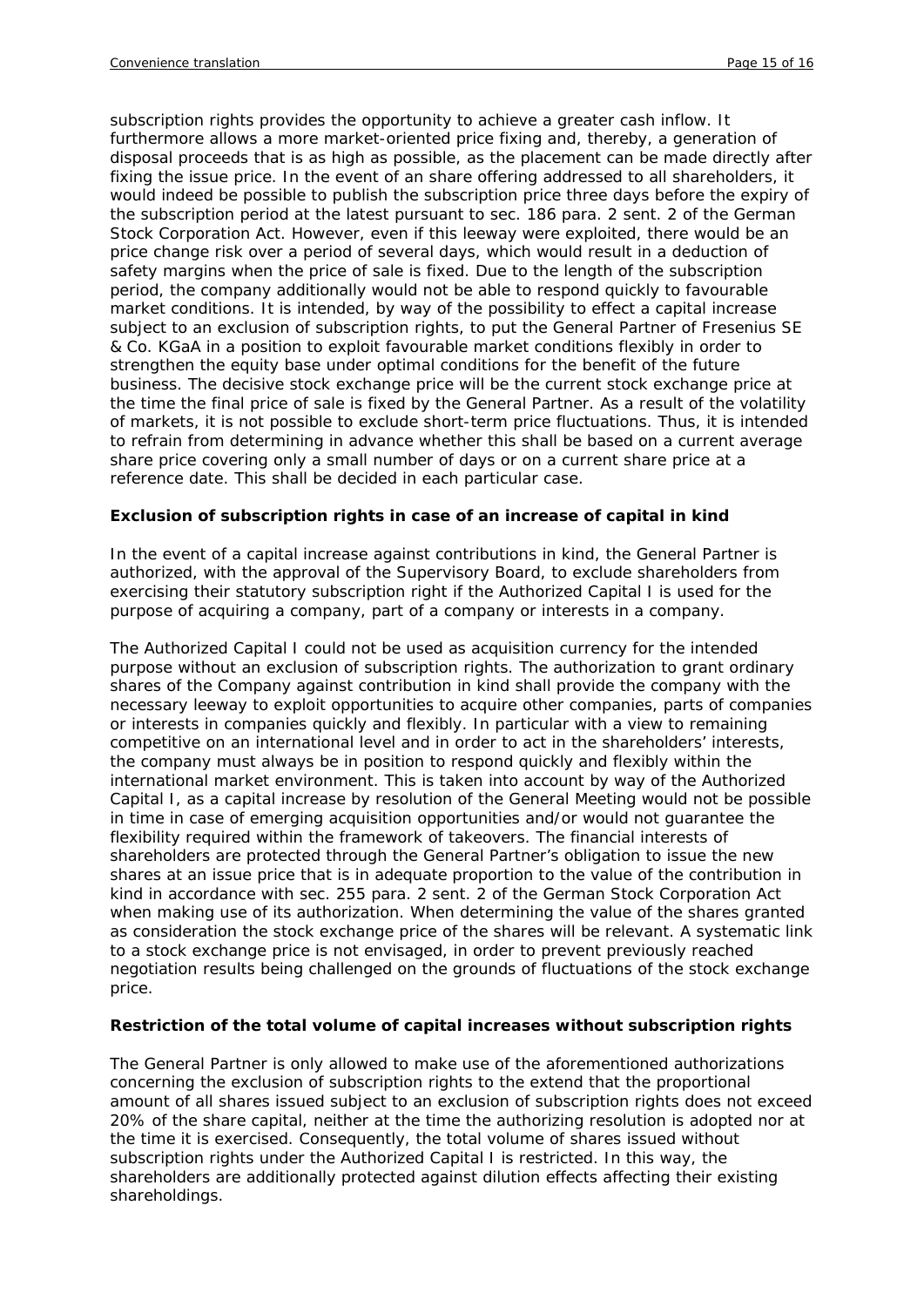subscription rights provides the opportunity to achieve a greater cash inflow. It furthermore allows a more market-oriented price fixing and, thereby, a generation of disposal proceeds that is as high as possible, as the placement can be made directly after fixing the issue price. In the event of an share offering addressed to all shareholders, it would indeed be possible to publish the subscription price three days before the expiry of the subscription period at the latest pursuant to sec. 186 para. 2 sent. 2 of the German Stock Corporation Act. However, even if this leeway were exploited, there would be an price change risk over a period of several days, which would result in a deduction of safety margins when the price of sale is fixed. Due to the length of the subscription period, the company additionally would not be able to respond quickly to favourable market conditions. It is intended, by way of the possibility to effect a capital increase subject to an exclusion of subscription rights, to put the General Partner of Fresenius SE & Co. KGaA in a position to exploit favourable market conditions flexibly in order to strengthen the equity base under optimal conditions for the benefit of the future business. The decisive stock exchange price will be the current stock exchange price at the time the final price of sale is fixed by the General Partner. As a result of the volatility of markets, it is not possible to exclude short-term price fluctuations. Thus, it is intended to refrain from determining in advance whether this shall be based on a current average share price covering only a small number of days or on a current share price at a reference date. This shall be decided in each particular case.

**Exclusion of subscription rights in case of an increase of capital in kind**

In the event of a capital increase against contributions in kind, the General Partner is authorized, with the approval of the Supervisory Board, to exclude shareholders from exercising their statutory subscription right if the Authorized Capital I is used for the purpose of acquiring a company, part of a company or interests in a company.

The Authorized Capital I could not be used as acquisition currency for the intended purpose without an exclusion of subscription rights. The authorization to grant ordinary shares of the Company against contribution in kind shall provide the company with the necessary leeway to exploit opportunities to acquire other companies, parts of companies or interests in companies quickly and flexibly. In particular with a view to remaining competitive on an international level and in order to act in the shareholders' interests, the company must always be in position to respond quickly and flexibly within the international market environment. This is taken into account by way of the Authorized Capital I, as a capital increase by resolution of the General Meeting would not be possible in time in case of emerging acquisition opportunities and/or would not guarantee the flexibility required within the framework of takeovers. The financial interests of shareholders are protected through the General Partner's obligation to issue the new shares at an issue price that is in adequate proportion to the value of the contribution in kind in accordance with sec. 255 para. 2 sent. 2 of the German Stock Corporation Act when making use of its authorization. When determining the value of the shares granted as consideration the stock exchange price of the shares will be relevant. A systematic link to a stock exchange price is not envisaged, in order to prevent previously reached negotiation results being challenged on the grounds of fluctuations of the stock exchange price.

**Restriction of the total volume of capital increases without subscription rights**

The General Partner is only allowed to make use of the aforementioned authorizations concerning the exclusion of subscription rights to the extend that the proportional amount of all shares issued subject to an exclusion of subscription rights does not exceed 20% of the share capital, neither at the time the authorizing resolution is adopted nor at the time it is exercised. Consequently, the total volume of shares issued without subscription rights under the Authorized Capital I is restricted. In this way, the shareholders are additionally protected against dilution effects affecting their existing shareholdings.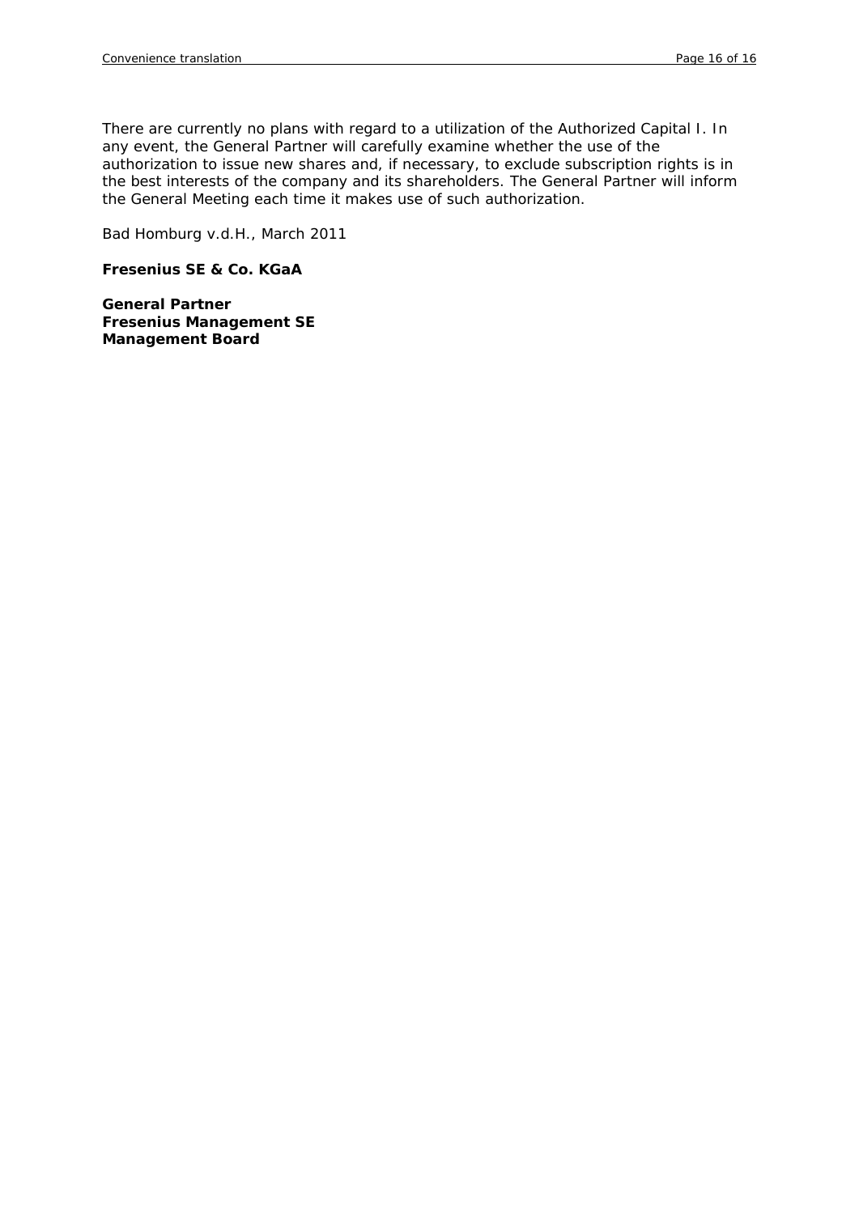There are currently no plans with regard to a utilization of the Authorized Capital I. In any event, the General Partner will carefully examine whether the use of the authorization to issue new shares and, if necessary, to exclude subscription rights is in the best interests of the company and its shareholders. The General Partner will inform the General Meeting each time it makes use of such authorization.

Bad Homburg v.d.H., March 2011

**Fresenius SE & Co. KGaA**

**General Partner**
**Fresenius Management SE**
**Management Board**